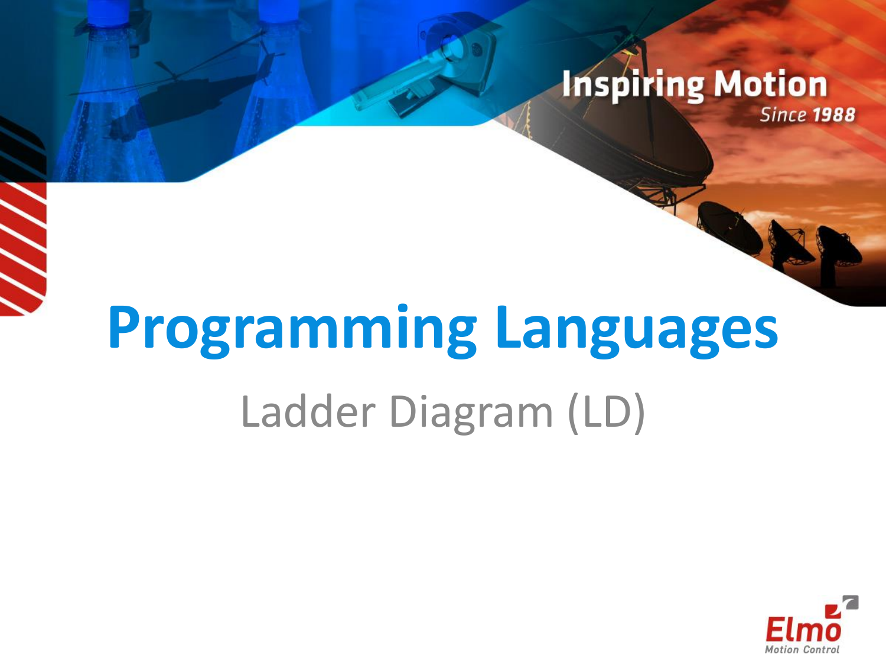Inspiring Motion
Since 1988

# Programming Languages

## Ladder Diagram (LD)

Elmo
Motion Control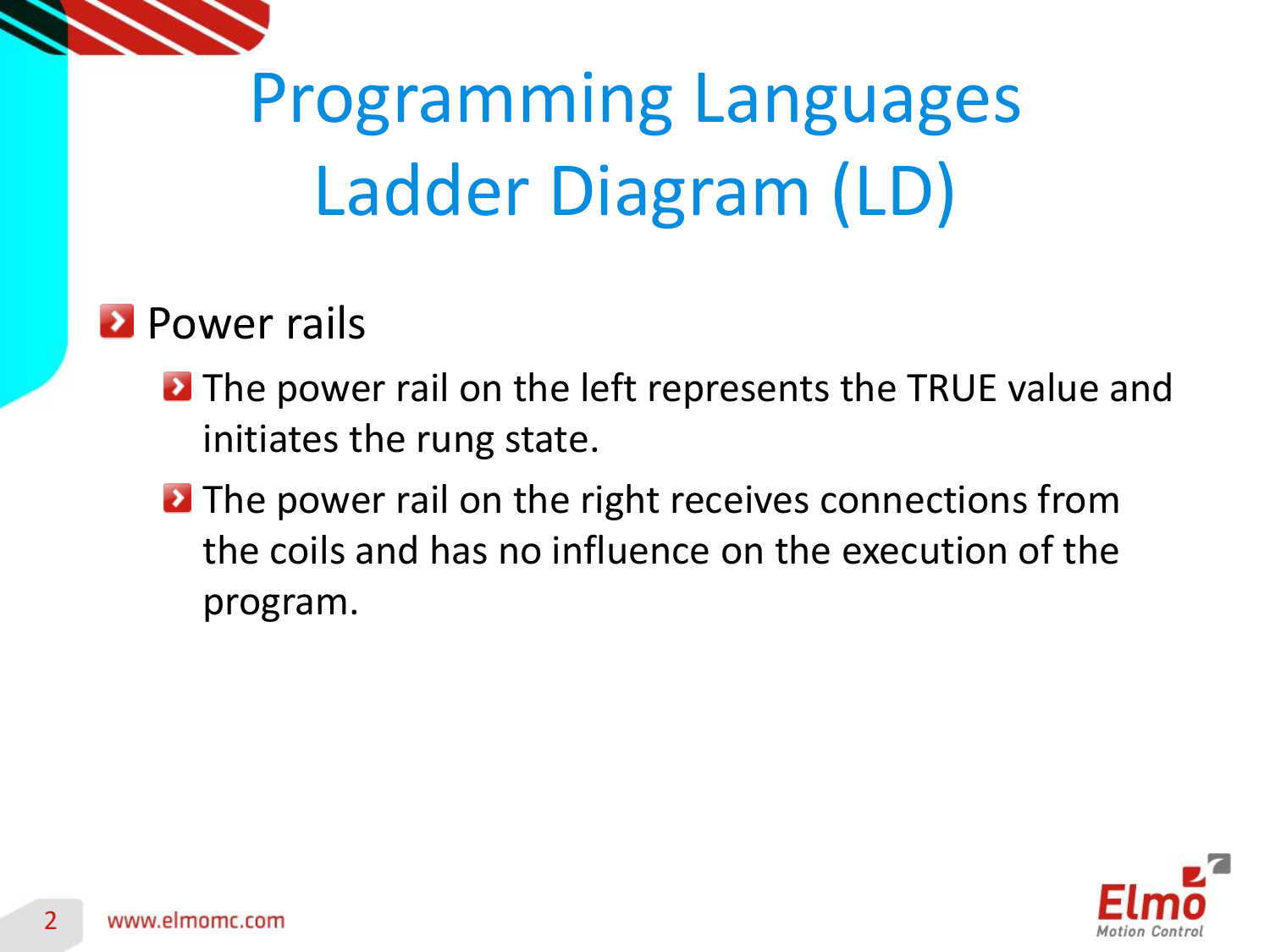# Programming Languages Ladder Diagram (LD)

- Power rails
  - The power rail on the left represents the TRUE value and initiates the rung state.
  - The power rail on the right receives connections from the coils and has no influence on the execution of the program.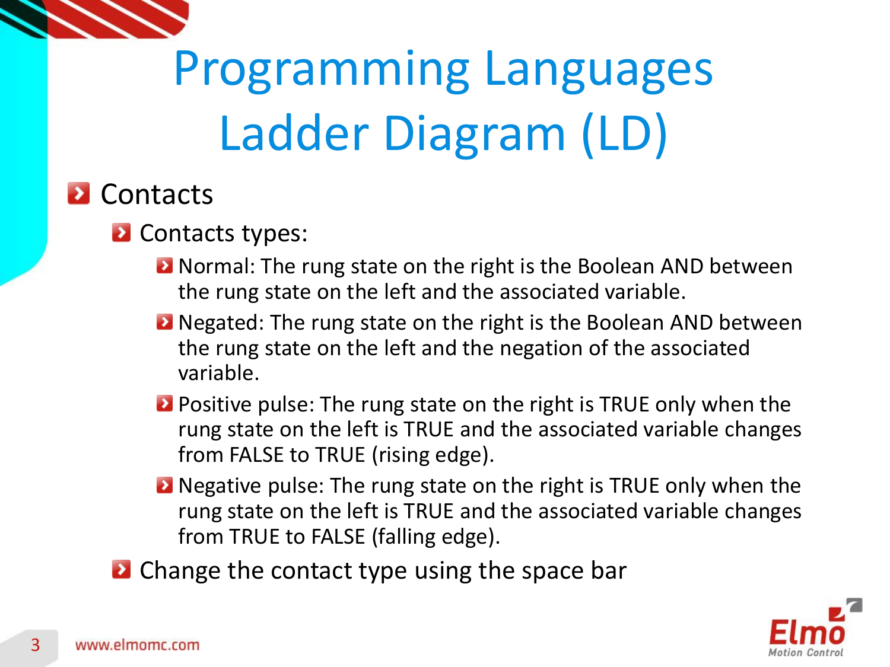# Programming Languages Ladder Diagram (LD)

- Contacts
  - Contacts types:
    - Normal: The rung state on the right is the Boolean AND between the rung state on the left and the associated variable.
    - Negated: The rung state on the right is the Boolean AND between the rung state on the left and the negation of the associated variable.
    - Positive pulse: The rung state on the right is TRUE only when the rung state on the left is TRUE and the associated variable changes from FALSE to TRUE (rising edge).
    - Negative pulse: The rung state on the right is TRUE only when the rung state on the left is TRUE and the associated variable changes from TRUE to FALSE (falling edge).
  - Change the contact type using the space bar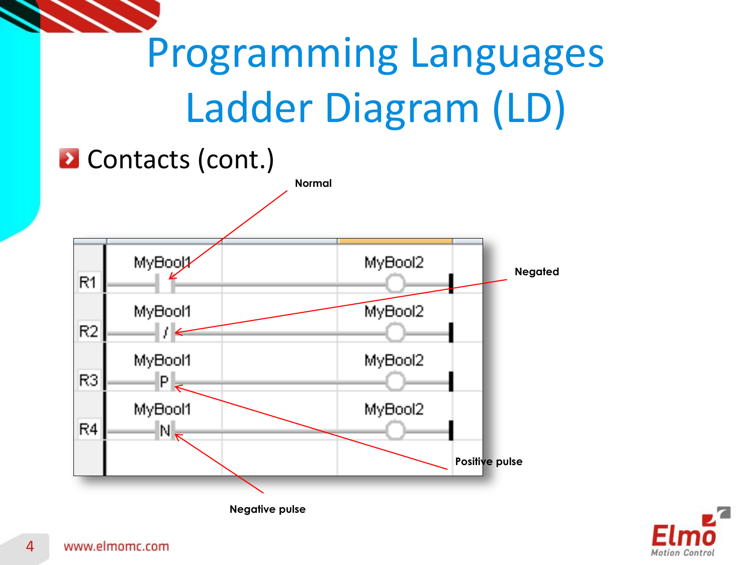# Programming Languages Ladder Diagram (LD)

- Contacts (cont.)

Normal

Negated

Positive pulse

Negative pulse

| Rung | Contact | Coil |
| --- | --- | --- |
| R1 | MyBool1 | MyBool2 |
| R2 | MyBool1 (/) | MyBool2 |
| R3 | MyBool1 (P) | MyBool2 |
| R4 | MyBool1 (N) | MyBool2 |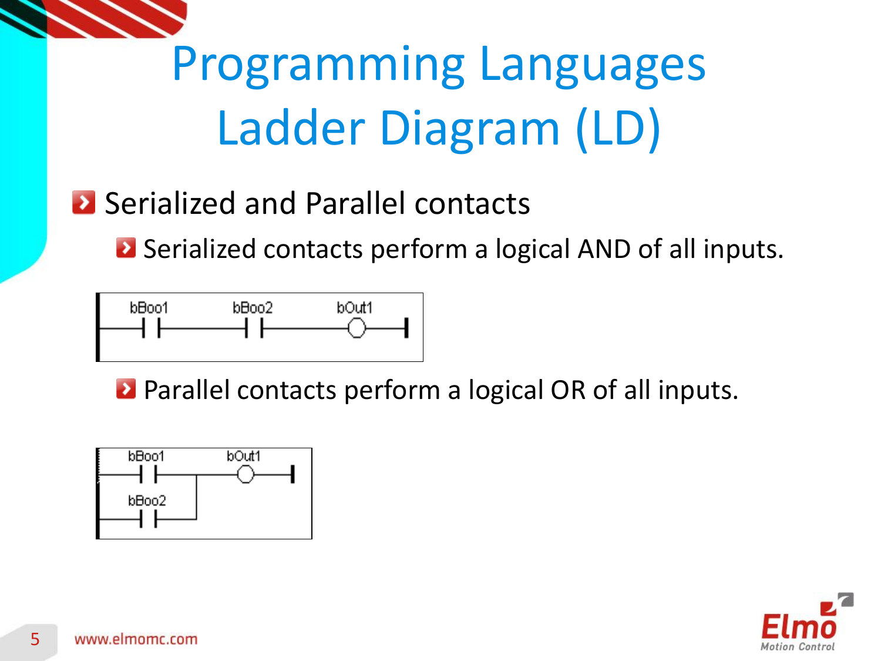# Programming Languages Ladder Diagram (LD)

- Serialized and Parallel contacts
  - Serialized contacts perform a logical AND of all inputs.

bBoo1 bBoo2 bOut1

  - Parallel contacts perform a logical OR of all inputs.

bBoo1 bOut1

bBoo2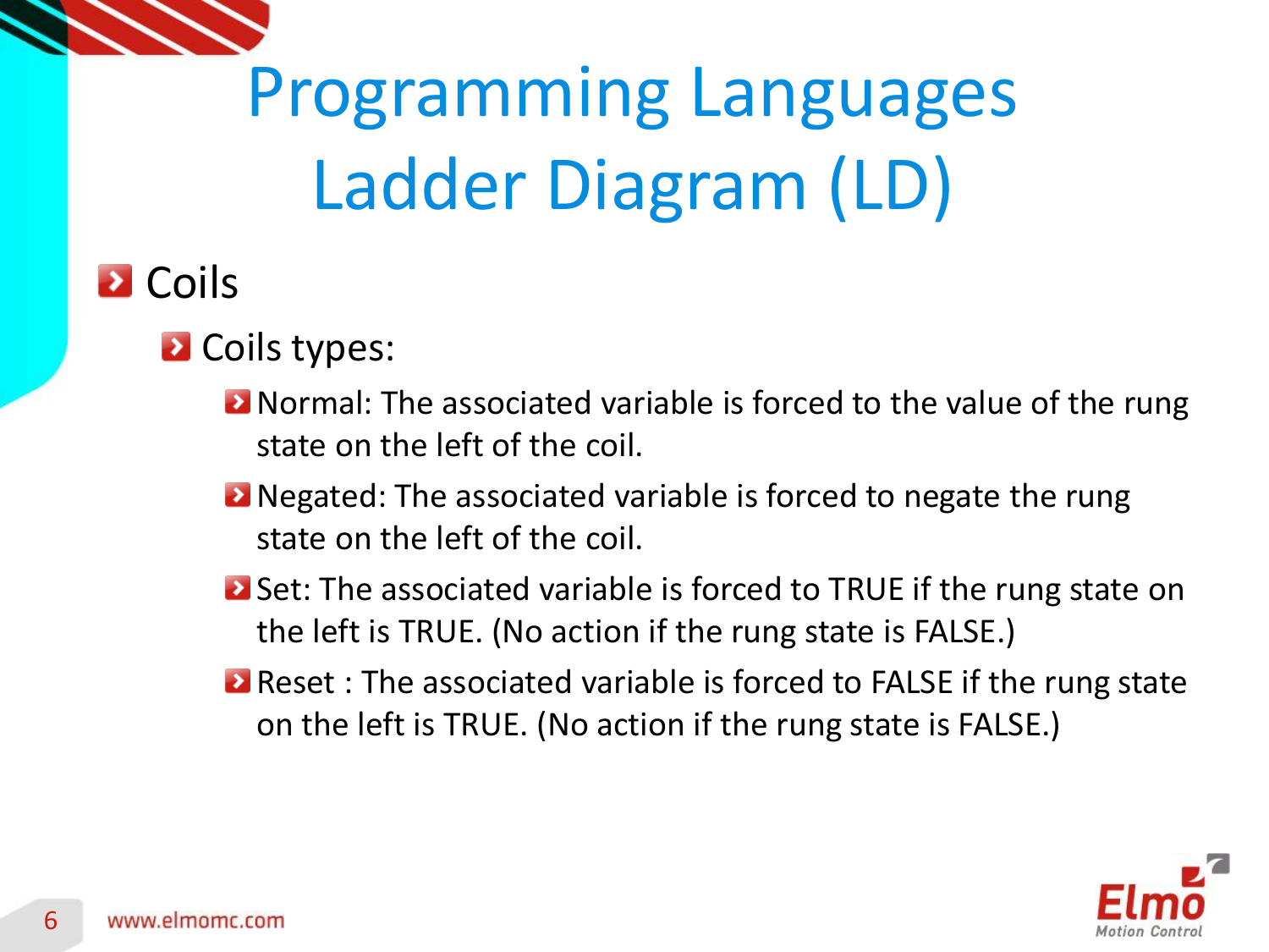# Programming Languages Ladder Diagram (LD)

- Coils
  - Coils types:
    - Normal: The associated variable is forced to the value of the rung state on the left of the coil.
    - Negated: The associated variable is forced to negate the rung state on the left of the coil.
    - Set: The associated variable is forced to TRUE if the rung state on the left is TRUE. (No action if the rung state is FALSE.)
    - Reset : The associated variable is forced to FALSE if the rung state on the left is TRUE. (No action if the rung state is FALSE.)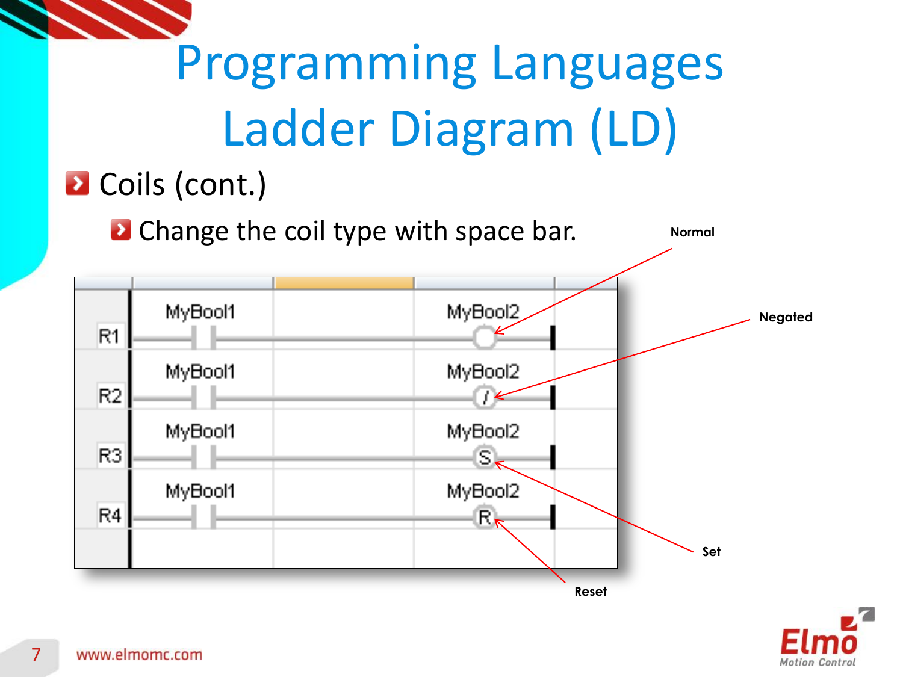# Programming Languages
# Ladder Diagram (LD)

- Coils (cont.)
  - Change the coil type with space bar.

Normal

Negated

Set

Reset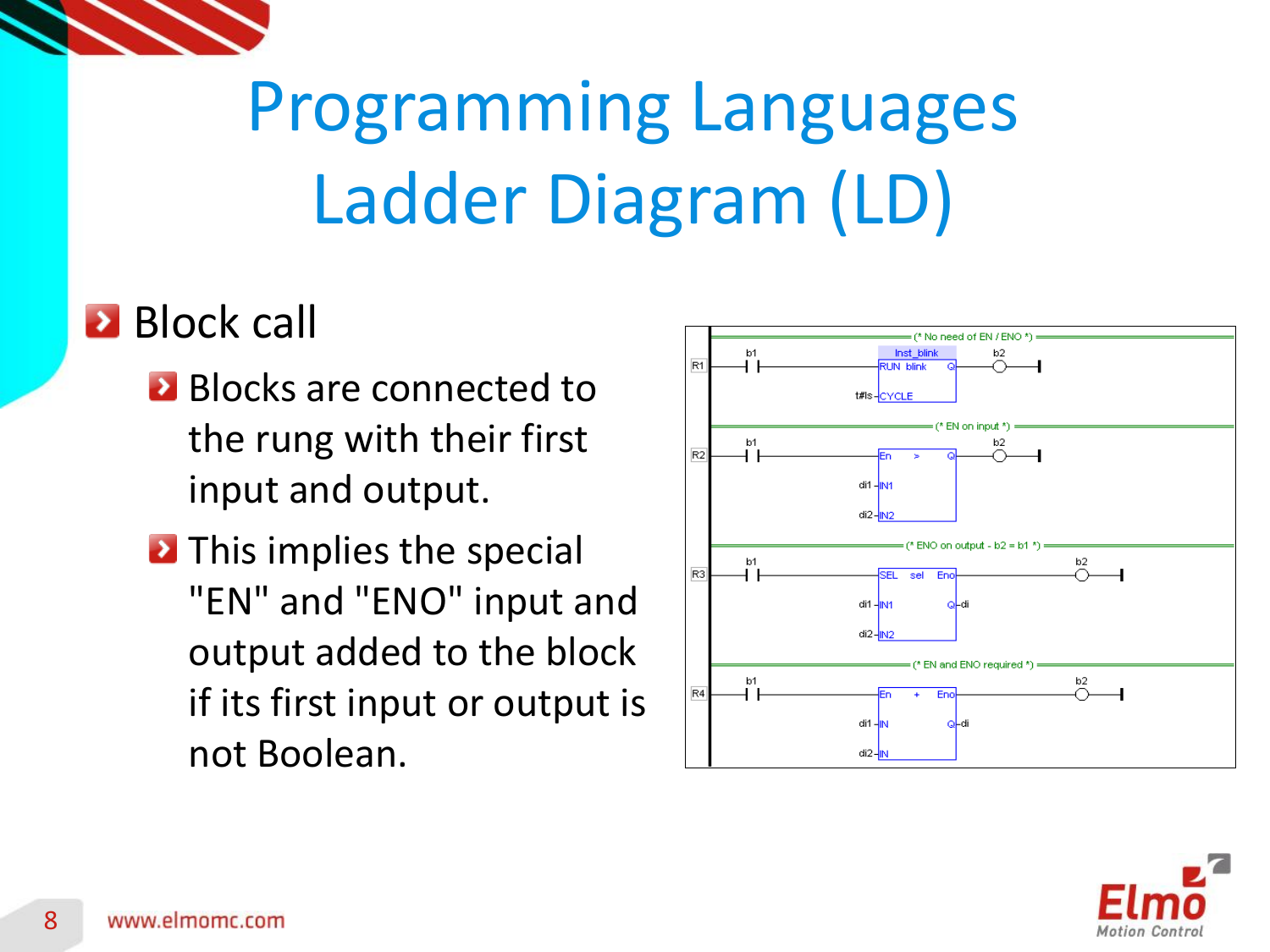# Programming Languages Ladder Diagram (LD)

- Block call
  - Blocks are connected to the rung with their first input and output.
  - This implies the special "EN" and "ENO" input and output added to the block if its first input or output is not Boolean.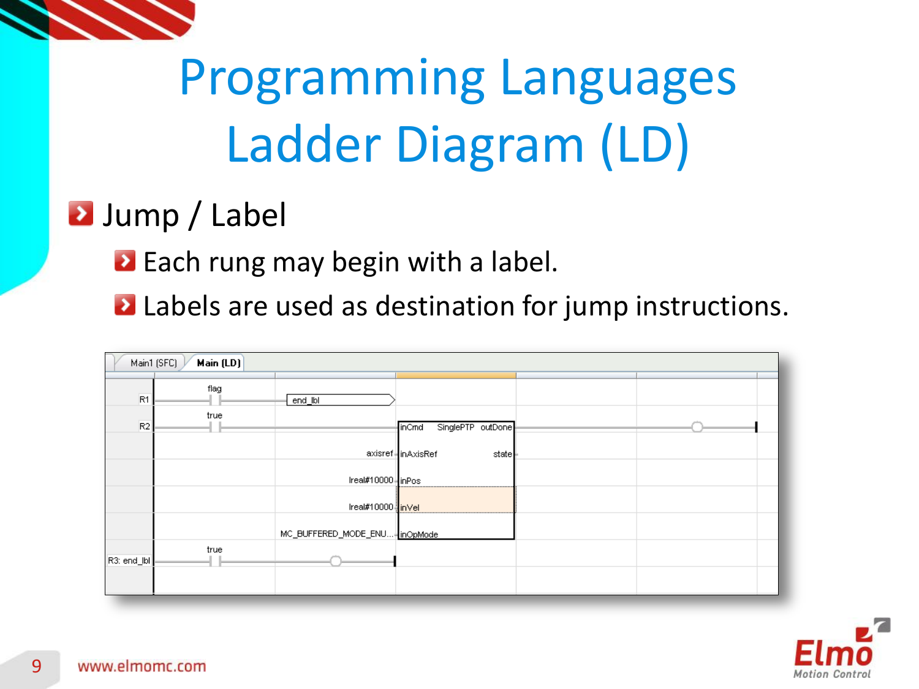# Programming Languages Ladder Diagram (LD)

- Jump / Label
  - Each rung may begin with a label.
  - Labels are used as destination for jump instructions.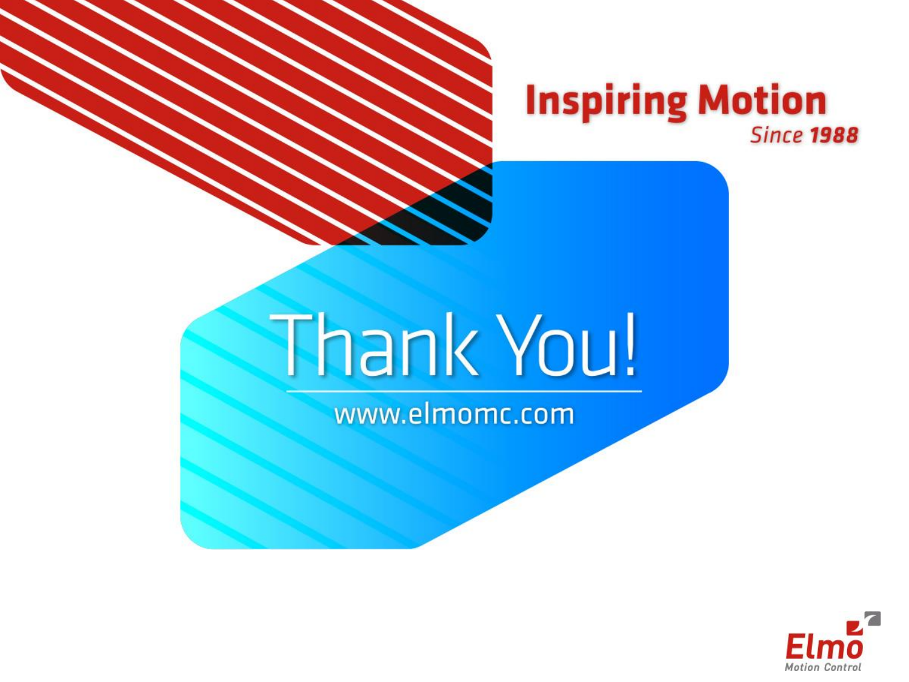**Inspiring Motion**
*Since* ***1988***

# Thank You!

www.elmomc.com

Elmo
Motion Control